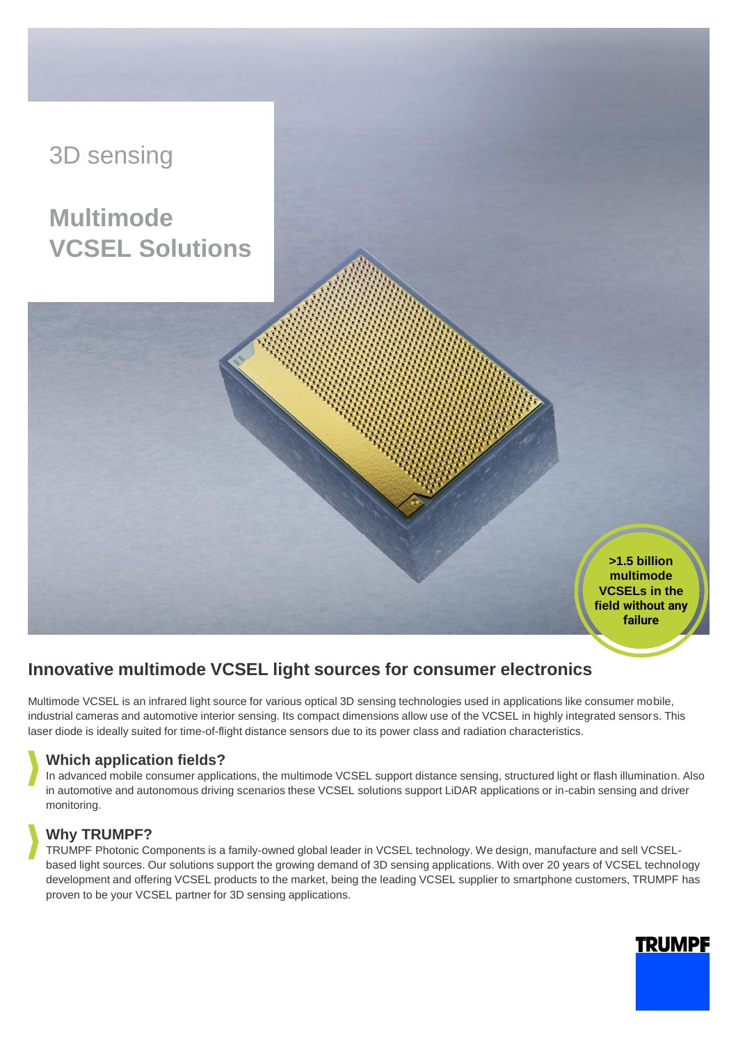3D sensing

# Multimode VCSEL Solutions

**>1.5 billion multimode VCSELs in the field without any failure**

## Innovative multimode VCSEL light sources for consumer electronics

Multimode VCSEL is an infrared light source for various optical 3D sensing technologies used in applications like consumer mobile, industrial cameras and automotive interior sensing. Its compact dimensions allow use of the VCSEL in highly integrated sensors. This laser diode is ideally suited for time-of-flight distance sensors due to its power class and radiation characteristics.

### Which application fields?

In advanced mobile consumer applications, the multimode VCSEL support distance sensing, structured light or flash illumination. Also in automotive and autonomous driving scenarios these VCSEL solutions support LiDAR applications or in-cabin sensing and driver monitoring.

### Why TRUMPF?

TRUMPF Photonic Components is a family-owned global leader in VCSEL technology. We design, manufacture and sell VCSEL-based light sources. Our solutions support the growing demand of 3D sensing applications. With over 20 years of VCSEL technology development and offering VCSEL products to the market, being the leading VCSEL supplier to smartphone customers, TRUMPF has proven to be your VCSEL partner for 3D sensing applications.

TRUMPF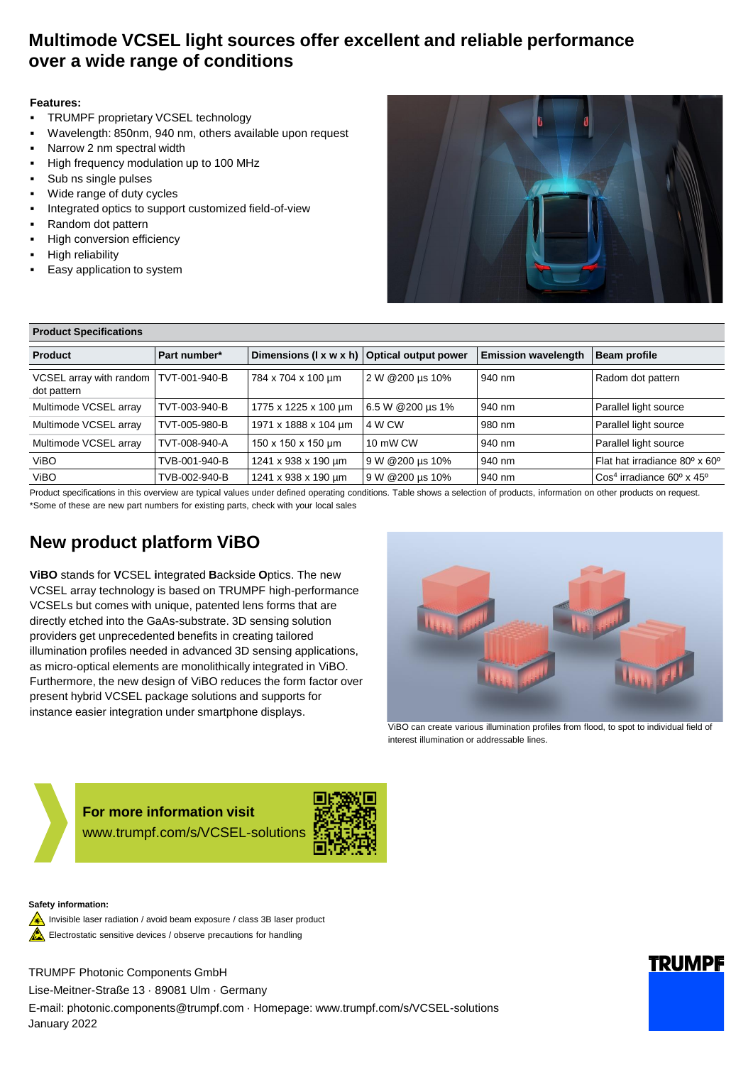# Multimode VCSEL light sources offer excellent and reliable performance over a wide range of conditions

**Features:**

- TRUMPF proprietary VCSEL technology
- Wavelength: 850nm, 940 nm, others available upon request
- Narrow 2 nm spectral width
- High frequency modulation up to 100 MHz
- Sub ns single pulses
- Wide range of duty cycles
- Integrated optics to support customized field-of-view
- Random dot pattern
- High conversion efficiency
- High reliability
- Easy application to system

**Product Specifications**

| Product | Part number* | Dimensions (l x w x h) | Optical output power | Emission wavelength | Beam profile |
|---|---|---|---|---|---|
| VCSEL array with random dot pattern | TVT-001-940-B | 784 x 704 x 100 µm | 2 W @200 µs 10% | 940 nm | Radom dot pattern |
| Multimode VCSEL array | TVT-003-940-B | 1775 x 1225 x 100 µm | 6.5 W @200 µs 1% | 940 nm | Parallel light source |
| Multimode VCSEL array | TVT-005-980-B | 1971 x 1888 x 104 µm | 4 W CW | 980 nm | Parallel light source |
| Multimode VCSEL array | TVT-008-940-A | 150 x 150 x 150 µm | 10 mW CW | 940 nm | Parallel light source |
| ViBO | TVB-001-940-B | 1241 x 938 x 190 µm | 9 W @200 µs 10% | 940 nm | Flat hat irradiance 80º x 60º |
| ViBO | TVB-002-940-B | 1241 x 938 x 190 µm | 9 W @200 µs 10% | 940 nm | $Cos^4$ irradiance 60º x 45º |

Product specifications in this overview are typical values under defined operating conditions. Table shows a selection of products, information on other products on request.
*Some of these are new part numbers for existing parts, check with your local sales

## New product platform ViBO

**ViBO** stands for **V**CSEL **i**ntegrated **B**ackside **O**ptics. The new VCSEL array technology is based on TRUMPF high-performance VCSELs but comes with unique, patented lens forms that are directly etched into the GaAs-substrate. 3D sensing solution providers get unprecedented benefits in creating tailored illumination profiles needed in advanced 3D sensing applications, as micro-optical elements are monolithically integrated in ViBO. Furthermore, the new design of ViBO reduces the form factor over present hybrid VCSEL package solutions and supports for instance easier integration under smartphone displays.

ViBO can create various illumination profiles from flood, to spot to individual field of interest illumination or addressable lines.

**For more information visit**
www.trumpf.com/s/VCSEL-solutions

**Safety information:**

Invisible laser radiation / avoid beam exposure / class 3B laser product
Electrostatic sensitive devices / observe precautions for handling

TRUMPF Photonic Components GmbH
Lise-Meitner-Straße 13 · 89081 Ulm · Germany
E-mail: photonic.components@trumpf.com · Homepage: www.trumpf.com/s/VCSEL-solutions
January 2022